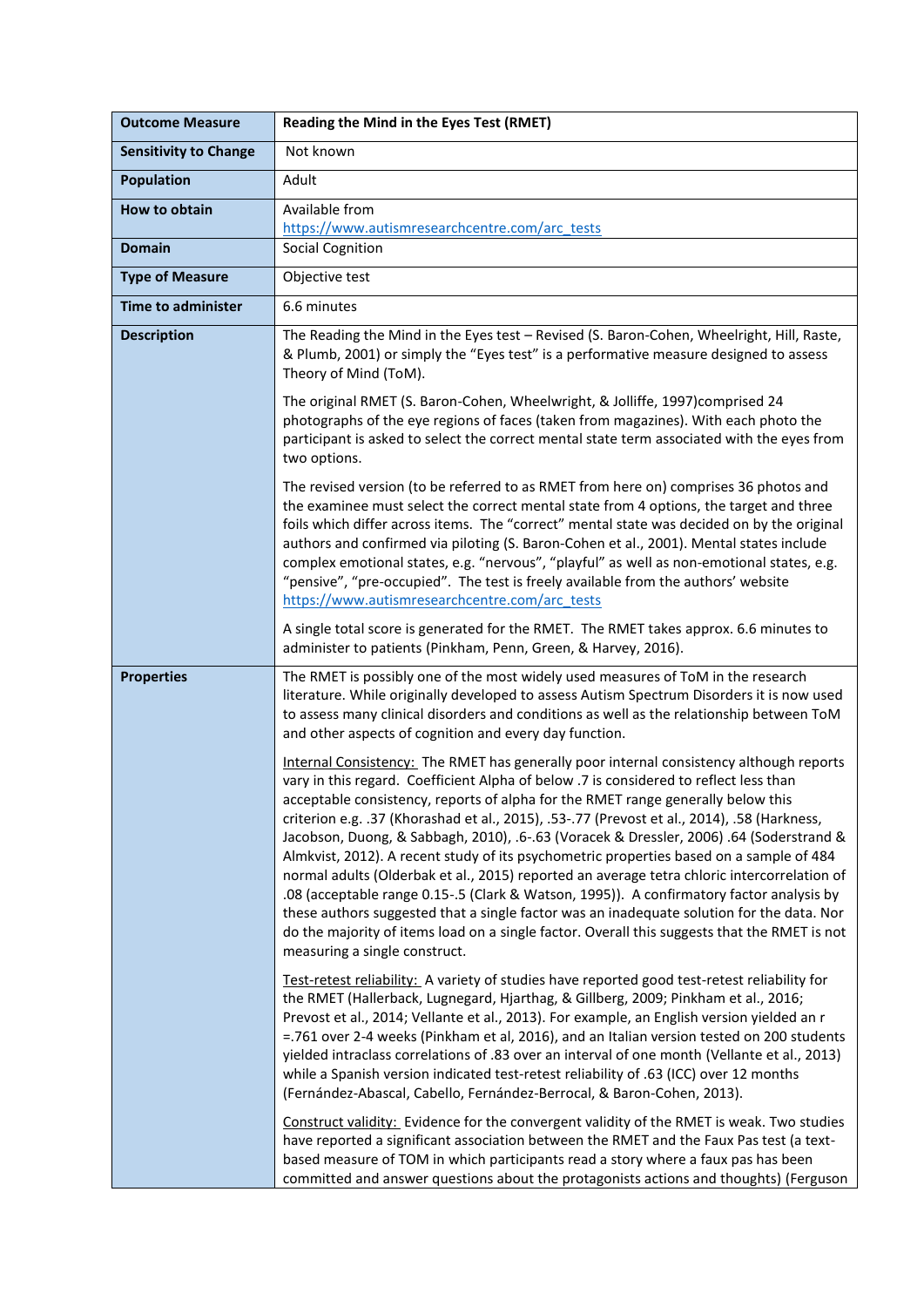| Outcome Measure | Reading the Mind in the Eyes Test (RMET) |
| --- | --- |
| Sensitivity to Change | Not known |
| Population | Adult |
| How to obtain | Available from https://www.autismresearchcentre.com/arc_tests |
| Domain | Social Cognition |
| Type of Measure | Objective test |
| Time to administer | 6.6 minutes |
| Description | The Reading the Mind in the Eyes test – Revised (S. Baron-Cohen, Wheelright, Hill, Raste, & Plumb, 2001) or simply the "Eyes test" is a performative measure designed to assess Theory of Mind (ToM).<br><br>The original RMET (S. Baron-Cohen, Wheelwright, & Jolliffe, 1997)comprised 24 photographs of the eye regions of faces (taken from magazines). With each photo the participant is asked to select the correct mental state term associated with the eyes from two options.<br><br>The revised version (to be referred to as RMET from here on) comprises 36 photos and the examinee must select the correct mental state from 4 options, the target and three foils which differ across items. The "correct" mental state was decided on by the original authors and confirmed via piloting (S. Baron-Cohen et al., 2001). Mental states include complex emotional states, e.g. "nervous", "playful" as well as non-emotional states, e.g. "pensive", "pre-occupied". The test is freely available from the authors' website https://www.autismresearchcentre.com/arc_tests<br><br>A single total score is generated for the RMET. The RMET takes approx. 6.6 minutes to administer to patients (Pinkham, Penn, Green, & Harvey, 2016). |
| Properties | The RMET is possibly one of the most widely used measures of ToM in the research literature. While originally developed to assess Autism Spectrum Disorders it is now used to assess many clinical disorders and conditions as well as the relationship between ToM and other aspects of cognition and every day function.<br><br>Internal Consistency: The RMET has generally poor internal consistency although reports vary in this regard. Coefficient Alpha of below .7 is considered to reflect less than acceptable consistency, reports of alpha for the RMET range generally below this criterion e.g. .37 (Khorashad et al., 2015), .53-.77 (Prevost et al., 2014), .58 (Harkness, Jacobson, Duong, & Sabbagh, 2010), .6-.63 (Voracek & Dressler, 2006) .64 (Soderstrand & Almkvist, 2012). A recent study of its psychometric properties based on a sample of 484 normal adults (Olderbak et al., 2015) reported an average tetra chloric intercorrelation of .08 (acceptable range 0.15-.5 (Clark & Watson, 1995)). A confirmatory factor analysis by these authors suggested that a single factor was an inadequate solution for the data. Nor do the majority of items load on a single factor. Overall this suggests that the RMET is not measuring a single construct.<br><br>Test-retest reliability: A variety of studies have reported good test-retest reliability for the RMET (Hallerback, Lugnegard, Hjarthag, & Gillberg, 2009; Pinkham et al., 2016; Prevost et al., 2014; Vellante et al., 2013). For example, an English version yielded an r =.761 over 2-4 weeks (Pinkham et al, 2016), and an Italian version tested on 200 students yielded intraclass correlations of .83 over an interval of one month (Vellante et al., 2013) while a Spanish version indicated test-retest reliability of .63 (ICC) over 12 months (Fernández-Abascal, Cabello, Fernández-Berrocal, & Baron-Cohen, 2013).<br><br>Construct validity: Evidence for the convergent validity of the RMET is weak. Two studies have reported a significant association between the RMET and the Faux Pas test (a text-based measure of TOM in which participants read a story where a faux pas has been committed and answer questions about the protagonists actions and thoughts) (Ferguson |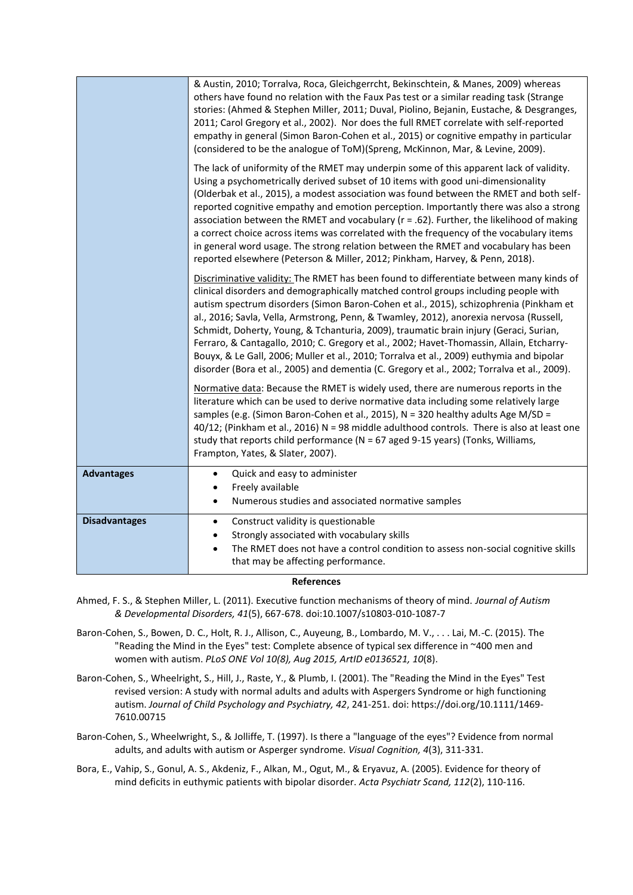| | |
|---|---|
| | & Austin, 2010; Torralva, Roca, Gleichgerrcht, Bekinschtein, & Manes, 2009) whereas others have found no relation with the Faux Pas test or a similar reading task (Strange stories: (Ahmed & Stephen Miller, 2011; Duval, Piolino, Bejanin, Eustache, & Desgranges, 2011; Carol Gregory et al., 2002). Nor does the full RMET correlate with self-reported empathy in general (Simon Baron-Cohen et al., 2015) or cognitive empathy in particular (considered to be the analogue of ToM)(Spreng, McKinnon, Mar, & Levine, 2009).<br><br>The lack of uniformity of the RMET may underpin some of this apparent lack of validity. Using a psychometrically derived subset of 10 items with good uni-dimensionality (Olderbak et al., 2015), a modest association was found between the RMET and both self-reported cognitive empathy and emotion perception. Importantly there was also a strong association between the RMET and vocabulary ($r = .62$). Further, the likelihood of making a correct choice across items was correlated with the frequency of the vocabulary items in general word usage. The strong relation between the RMET and vocabulary has been reported elsewhere (Peterson & Miller, 2012; Pinkham, Harvey, & Penn, 2018).<br><br>Discriminative validity: The RMET has been found to differentiate between many kinds of clinical disorders and demographically matched control groups including people with autism spectrum disorders (Simon Baron-Cohen et al., 2015), schizophrenia (Pinkham et al., 2016; Savla, Vella, Armstrong, Penn, & Twamley, 2012), anorexia nervosa (Russell, Schmidt, Doherty, Young, & Tchanturia, 2009), traumatic brain injury (Geraci, Surian, Ferraro, & Cantagallo, 2010; C. Gregory et al., 2002; Havet-Thomassin, Allain, Etcharry-Bouyx, & Le Gall, 2006; Muller et al., 2010; Torralva et al., 2009) euthymia and bipolar disorder (Bora et al., 2005) and dementia (C. Gregory et al., 2002; Torralva et al., 2009).<br><br>Normative data: Because the RMET is widely used, there are numerous reports in the literature which can be used to derive normative data including some relatively large samples (e.g. (Simon Baron-Cohen et al., 2015), N = 320 healthy adults Age M/SD = 40/12; (Pinkham et al., 2016) N = 98 middle adulthood controls. There is also at least one study that reports child performance (N = 67 aged 9-15 years) (Tonks, Williams, Frampton, Yates, & Slater, 2007). |
| **Advantages** | • Quick and easy to administer<br>• Freely available<br>• Numerous studies and associated normative samples |
| **Disadvantages** | • Construct validity is questionable<br>• Strongly associated with vocabulary skills<br>• The RMET does not have a control condition to assess non-social cognitive skills that may be affecting performance. |

**References**

Ahmed, F. S., & Stephen Miller, L. (2011). Executive function mechanisms of theory of mind. *Journal of Autism & Developmental Disorders, 41*(5), 667-678. doi:10.1007/s10803-010-1087-7

Baron-Cohen, S., Bowen, D. C., Holt, R. J., Allison, C., Auyeung, B., Lombardo, M. V., . . . Lai, M.-C. (2015). The "Reading the Mind in the Eyes" test: Complete absence of typical sex difference in ~400 men and women with autism. *PLoS ONE Vol 10(8), Aug 2015, ArtID e0136521, 10*(8).

Baron-Cohen, S., Wheelright, S., Hill, J., Raste, Y., & Plumb, I. (2001). The "Reading the Mind in the Eyes" Test revised version: A study with normal adults and adults with Aspergers Syndrome or high functioning autism. *Journal of Child Psychology and Psychiatry, 42*, 241-251. doi: https://doi.org/10.1111/1469-7610.00715

Baron-Cohen, S., Wheelwright, S., & Jolliffe, T. (1997). Is there a "language of the eyes"? Evidence from normal adults, and adults with autism or Asperger syndrome. *Visual Cognition, 4*(3), 311-331.

Bora, E., Vahip, S., Gonul, A. S., Akdeniz, F., Alkan, M., Ogut, M., & Eryavuz, A. (2005). Evidence for theory of mind deficits in euthymic patients with bipolar disorder. *Acta Psychiatr Scand, 112*(2), 110-116.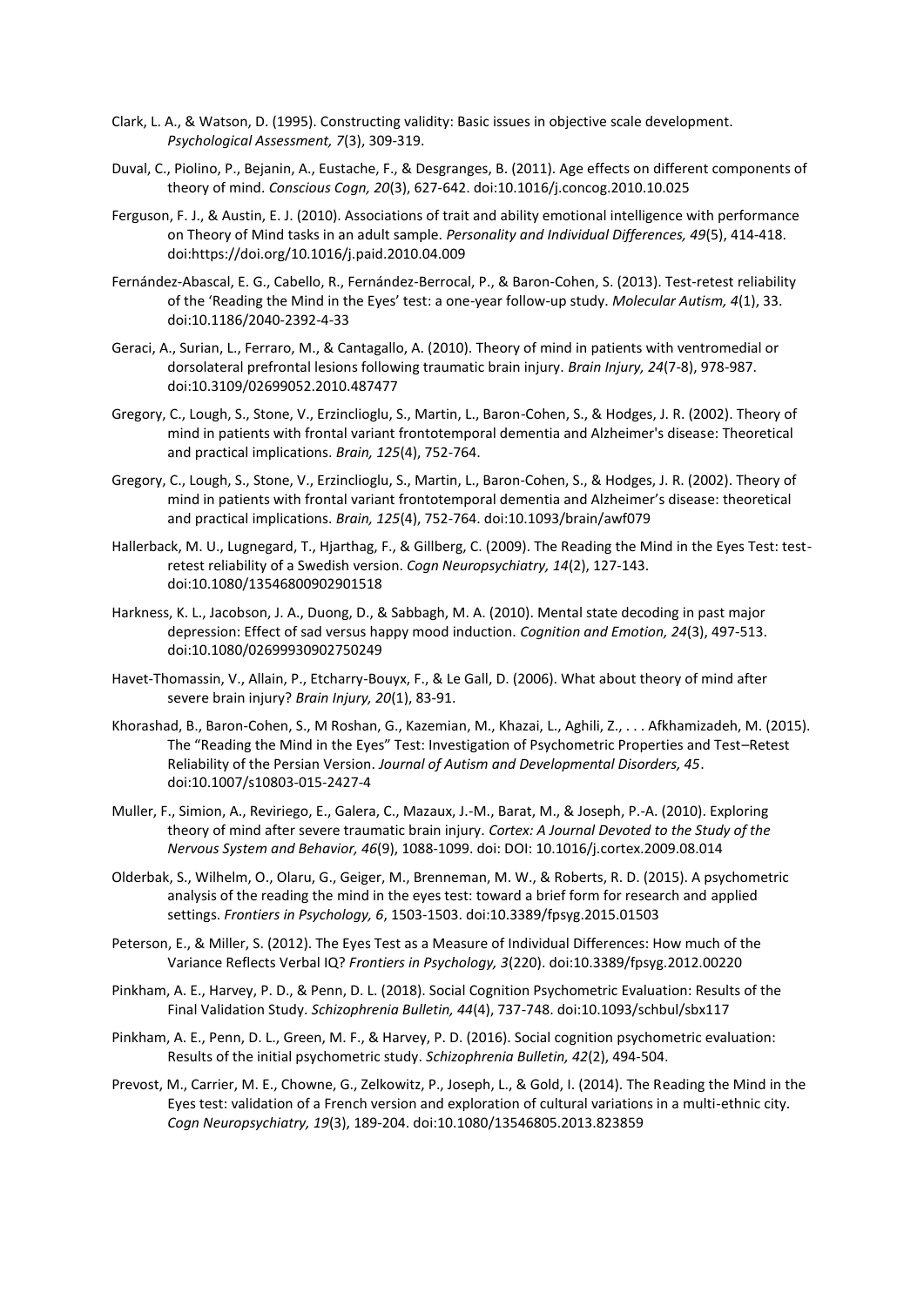Clark, L. A., & Watson, D. (1995). Constructing validity: Basic issues in objective scale development. *Psychological Assessment, 7*(3), 309-319.

Duval, C., Piolino, P., Bejanin, A., Eustache, F., & Desgranges, B. (2011). Age effects on different components of theory of mind. *Conscious Cogn, 20*(3), 627-642. doi:10.1016/j.concog.2010.10.025

Ferguson, F. J., & Austin, E. J. (2010). Associations of trait and ability emotional intelligence with performance on Theory of Mind tasks in an adult sample. *Personality and Individual Differences, 49*(5), 414-418. doi:https://doi.org/10.1016/j.paid.2010.04.009

Fernández-Abascal, E. G., Cabello, R., Fernández-Berrocal, P., & Baron-Cohen, S. (2013). Test-retest reliability of the 'Reading the Mind in the Eyes' test: a one-year follow-up study. *Molecular Autism, 4*(1), 33. doi:10.1186/2040-2392-4-33

Geraci, A., Surian, L., Ferraro, M., & Cantagallo, A. (2010). Theory of mind in patients with ventromedial or dorsolateral prefrontal lesions following traumatic brain injury. *Brain Injury, 24*(7-8), 978-987. doi:10.3109/02699052.2010.487477

Gregory, C., Lough, S., Stone, V., Erzinclioglu, S., Martin, L., Baron-Cohen, S., & Hodges, J. R. (2002). Theory of mind in patients with frontal variant frontotemporal dementia and Alzheimer's disease: Theoretical and practical implications. *Brain, 125*(4), 752-764.

Gregory, C., Lough, S., Stone, V., Erzinclioglu, S., Martin, L., Baron-Cohen, S., & Hodges, J. R. (2002). Theory of mind in patients with frontal variant frontotemporal dementia and Alzheimer's disease: theoretical and practical implications. *Brain, 125*(4), 752-764. doi:10.1093/brain/awf079

Hallerback, M. U., Lugnegard, T., Hjarthag, F., & Gillberg, C. (2009). The Reading the Mind in the Eyes Test: test-retest reliability of a Swedish version. *Cogn Neuropsychiatry, 14*(2), 127-143. doi:10.1080/13546800902901518

Harkness, K. L., Jacobson, J. A., Duong, D., & Sabbagh, M. A. (2010). Mental state decoding in past major depression: Effect of sad versus happy mood induction. *Cognition and Emotion, 24*(3), 497-513. doi:10.1080/02699930902750249

Havet-Thomassin, V., Allain, P., Etcharry-Bouyx, F., & Le Gall, D. (2006). What about theory of mind after severe brain injury? *Brain Injury, 20*(1), 83-91.

Khorashad, B., Baron-Cohen, S., M Roshan, G., Kazemian, M., Khazai, L., Aghili, Z., . . . Afkhamizadeh, M. (2015). The "Reading the Mind in the Eyes" Test: Investigation of Psychometric Properties and Test–Retest Reliability of the Persian Version. *Journal of Autism and Developmental Disorders, 45*. doi:10.1007/s10803-015-2427-4

Muller, F., Simion, A., Reviriego, E., Galera, C., Mazaux, J.-M., Barat, M., & Joseph, P.-A. (2010). Exploring theory of mind after severe traumatic brain injury. *Cortex: A Journal Devoted to the Study of the Nervous System and Behavior, 46*(9), 1088-1099. doi: DOI: 10.1016/j.cortex.2009.08.014

Olderbak, S., Wilhelm, O., Olaru, G., Geiger, M., Brenneman, M. W., & Roberts, R. D. (2015). A psychometric analysis of the reading the mind in the eyes test: toward a brief form for research and applied settings. *Frontiers in Psychology, 6*, 1503-1503. doi:10.3389/fpsyg.2015.01503

Peterson, E., & Miller, S. (2012). The Eyes Test as a Measure of Individual Differences: How much of the Variance Reflects Verbal IQ? *Frontiers in Psychology, 3*(220). doi:10.3389/fpsyg.2012.00220

Pinkham, A. E., Harvey, P. D., & Penn, D. L. (2018). Social Cognition Psychometric Evaluation: Results of the Final Validation Study. *Schizophrenia Bulletin, 44*(4), 737-748. doi:10.1093/schbul/sbx117

Pinkham, A. E., Penn, D. L., Green, M. F., & Harvey, P. D. (2016). Social cognition psychometric evaluation: Results of the initial psychometric study. *Schizophrenia Bulletin, 42*(2), 494-504.

Prevost, M., Carrier, M. E., Chowne, G., Zelkowitz, P., Joseph, L., & Gold, I. (2014). The Reading the Mind in the Eyes test: validation of a French version and exploration of cultural variations in a multi-ethnic city. *Cogn Neuropsychiatry, 19*(3), 189-204. doi:10.1080/13546805.2013.823859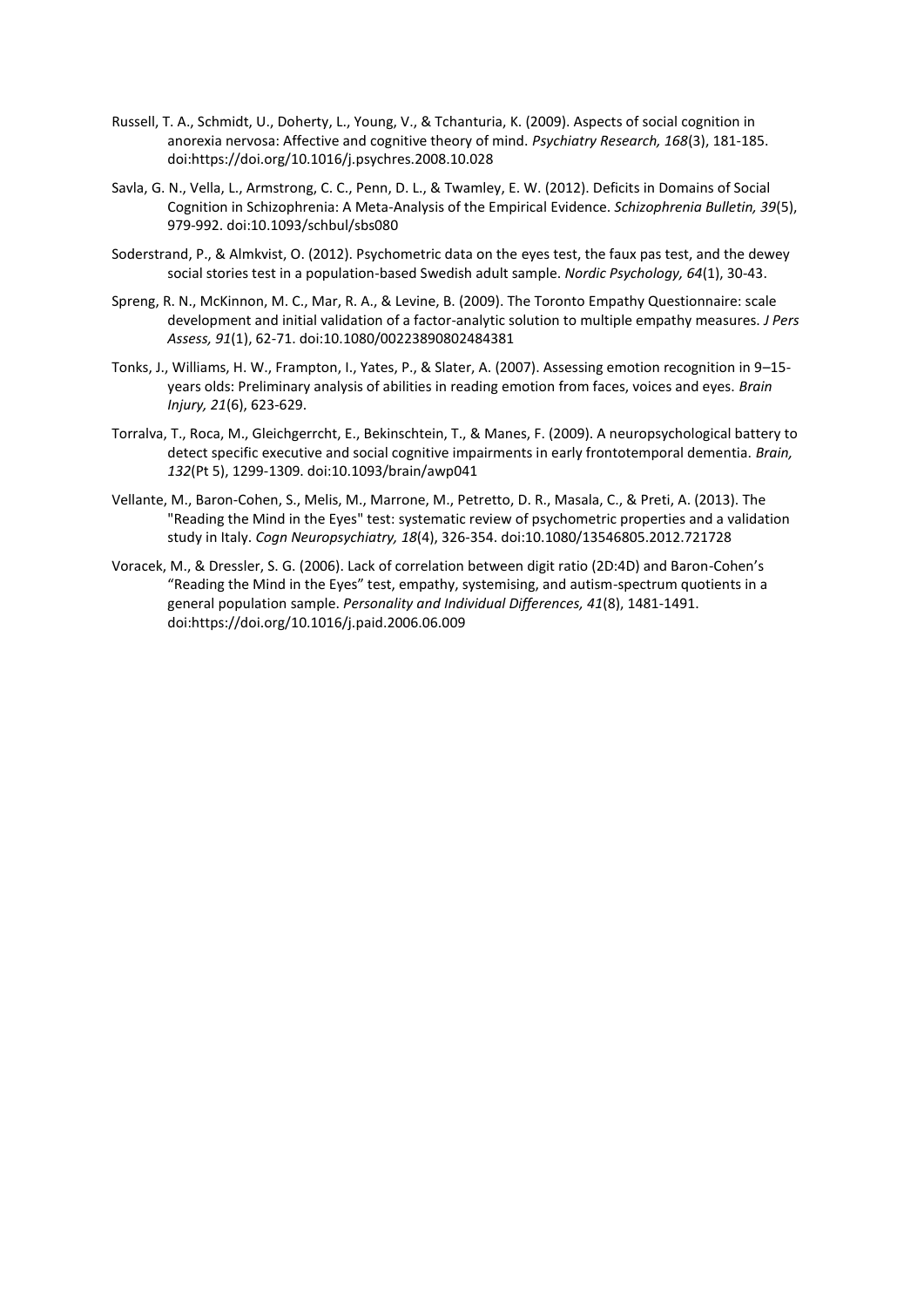Russell, T. A., Schmidt, U., Doherty, L., Young, V., & Tchanturia, K. (2009). Aspects of social cognition in anorexia nervosa: Affective and cognitive theory of mind. *Psychiatry Research, 168*(3), 181-185. doi:https://doi.org/10.1016/j.psychres.2008.10.028

Savla, G. N., Vella, L., Armstrong, C. C., Penn, D. L., & Twamley, E. W. (2012). Deficits in Domains of Social Cognition in Schizophrenia: A Meta-Analysis of the Empirical Evidence. *Schizophrenia Bulletin, 39*(5), 979-992. doi:10.1093/schbul/sbs080

Soderstrand, P., & Almkvist, O. (2012). Psychometric data on the eyes test, the faux pas test, and the dewey social stories test in a population-based Swedish adult sample. *Nordic Psychology, 64*(1), 30-43.

Spreng, R. N., McKinnon, M. C., Mar, R. A., & Levine, B. (2009). The Toronto Empathy Questionnaire: scale development and initial validation of a factor-analytic solution to multiple empathy measures. *J Pers Assess, 91*(1), 62-71. doi:10.1080/00223890802484381

Tonks, J., Williams, H. W., Frampton, I., Yates, P., & Slater, A. (2007). Assessing emotion recognition in 9–15-years olds: Preliminary analysis of abilities in reading emotion from faces, voices and eyes. *Brain Injury, 21*(6), 623-629.

Torralva, T., Roca, M., Gleichgerrcht, E., Bekinschtein, T., & Manes, F. (2009). A neuropsychological battery to detect specific executive and social cognitive impairments in early frontotemporal dementia. *Brain, 132*(Pt 5), 1299-1309. doi:10.1093/brain/awp041

Vellante, M., Baron-Cohen, S., Melis, M., Marrone, M., Petretto, D. R., Masala, C., & Preti, A. (2013). The "Reading the Mind in the Eyes" test: systematic review of psychometric properties and a validation study in Italy. *Cogn Neuropsychiatry, 18*(4), 326-354. doi:10.1080/13546805.2012.721728

Voracek, M., & Dressler, S. G. (2006). Lack of correlation between digit ratio (2D:4D) and Baron-Cohen's "Reading the Mind in the Eyes" test, empathy, systemising, and autism-spectrum quotients in a general population sample. *Personality and Individual Differences, 41*(8), 1481-1491. doi:https://doi.org/10.1016/j.paid.2006.06.009